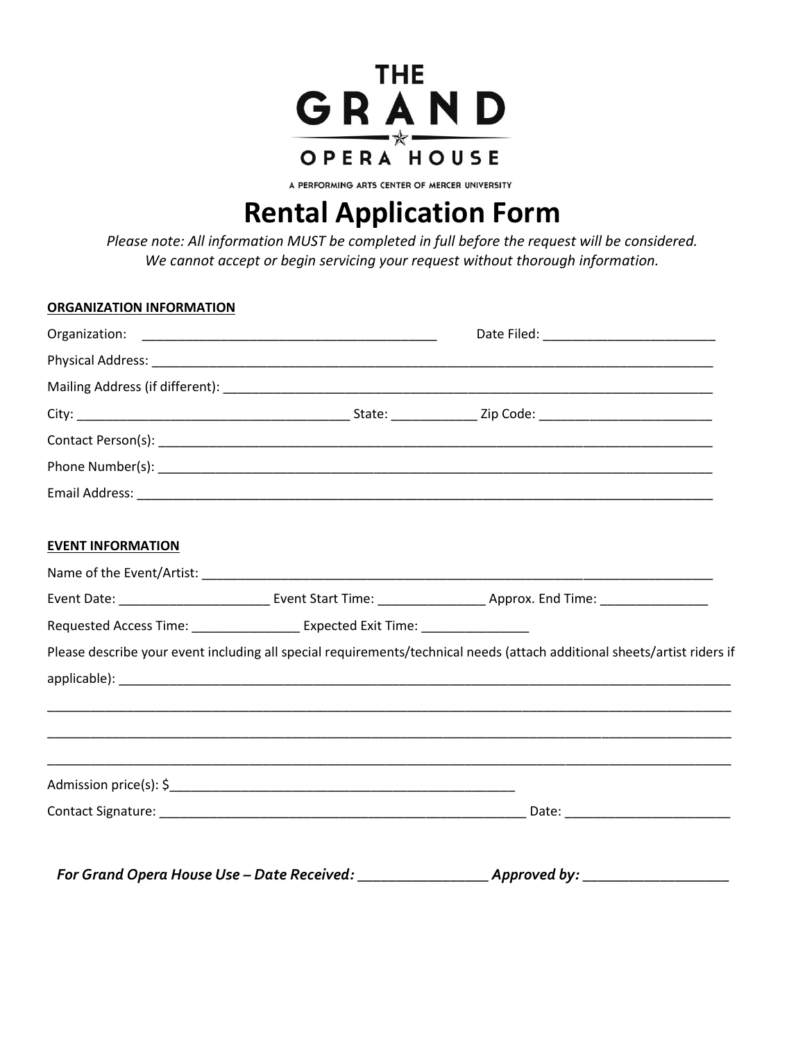THE

GRAND

OPERA HOUSE

A PERFORMING ARTS CENTER OF MERCER UNIVERSITY

# Rental Application Form

*Please note: All information MUST be completed in full before the request will be considered.*
*We cannot accept or begin servicing your request without thorough information.*

**ORGANIZATION INFORMATION**

Organization: _________________________________________ Date Filed: ________________________

Physical Address: ________________________________________________________________________________

Mailing Address (if different): __________________________________________________________________

City: ______________________________________ State: ____________ Zip Code: ________________________

Contact Person(s): _______________________________________________________________________________

Phone Number(s): ________________________________________________________________________________

Email Address: __________________________________________________________________________________

**EVENT INFORMATION**

Name of the Event/Artist: _______________________________________________________________________

Event Date: _____________________ Event Start Time: _______________ Approx. End Time: _______________

Requested Access Time: _______________ Expected Exit Time: _______________

Please describe your event including all special requirements/technical needs (attach additional sheets/artist riders if applicable): ____________________________________________________________________________________

______________________________________________________________________________________________

______________________________________________________________________________________________

______________________________________________________________________________________________

Admission price(s): $_________________________________________________

Contact Signature: ____________________________________________________ Date: _______________________

***For Grand Opera House Use – Date Received:*** ________________ ***Approved by:*** __________________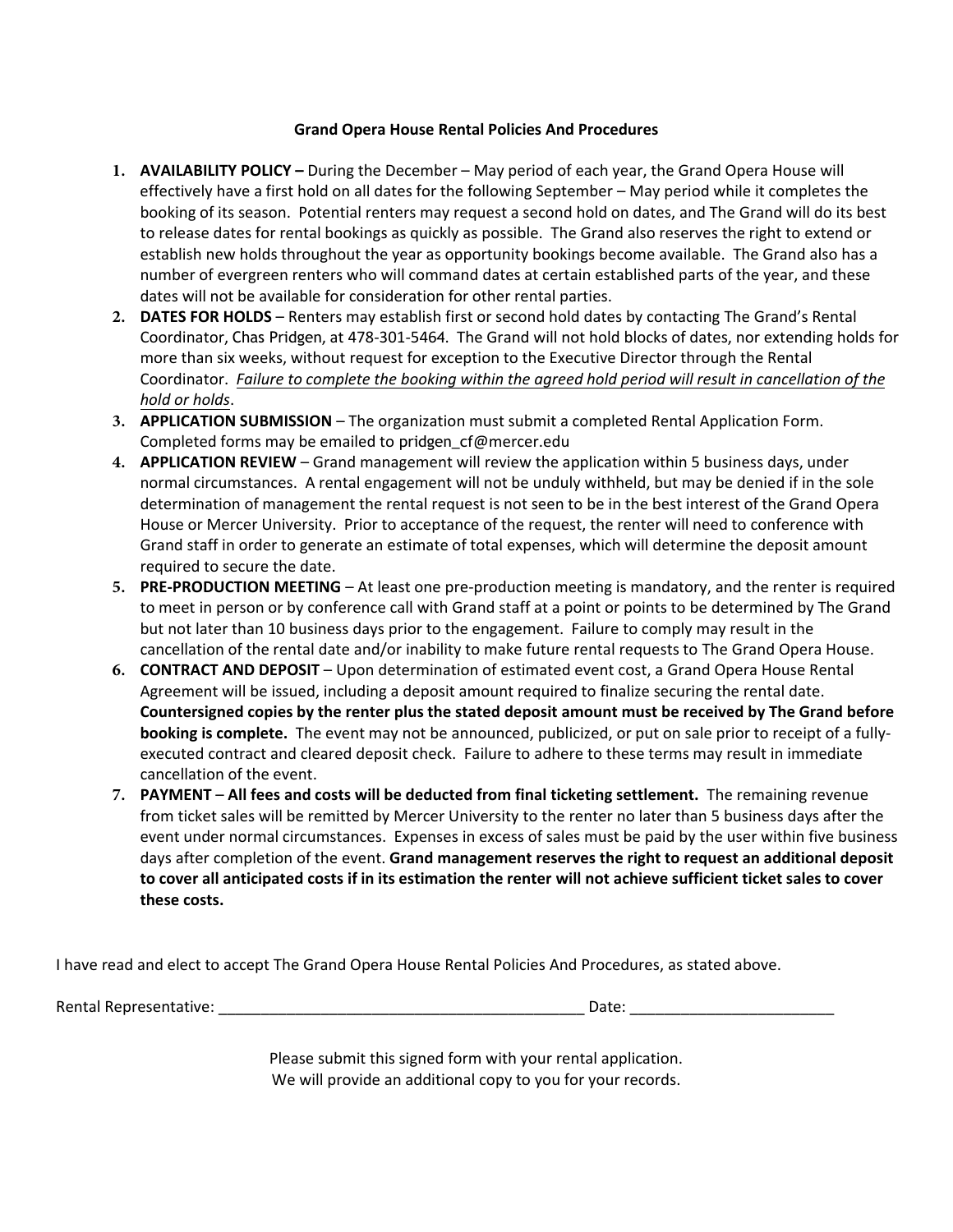## Grand Opera House Rental Policies And Procedures

1. **AVAILABILITY POLICY –** During the December – May period of each year, the Grand Opera House will effectively have a first hold on all dates for the following September – May period while it completes the booking of its season. Potential renters may request a second hold on dates, and The Grand will do its best to release dates for rental bookings as quickly as possible. The Grand also reserves the right to extend or establish new holds throughout the year as opportunity bookings become available. The Grand also has a number of evergreen renters who will command dates at certain established parts of the year, and these dates will not be available for consideration for other rental parties.
2. **DATES FOR HOLDS** – Renters may establish first or second hold dates by contacting The Grand's Rental Coordinator, Chas Pridgen, at 478-301-5464. The Grand will not hold blocks of dates, nor extending holds for more than six weeks, without request for exception to the Executive Director through the Rental Coordinator. <u>*Failure to complete the booking within the agreed hold period will result in cancellation of the hold or holds*</u>.
3. **APPLICATION SUBMISSION** – The organization must submit a completed Rental Application Form. Completed forms may be emailed to pridgen_cf@mercer.edu
4. **APPLICATION REVIEW** – Grand management will review the application within 5 business days, under normal circumstances. A rental engagement will not be unduly withheld, but may be denied if in the sole determination of management the rental request is not seen to be in the best interest of the Grand Opera House or Mercer University. Prior to acceptance of the request, the renter will need to conference with Grand staff in order to generate an estimate of total expenses, which will determine the deposit amount required to secure the date.
5. **PRE-PRODUCTION MEETING** – At least one pre-production meeting is mandatory, and the renter is required to meet in person or by conference call with Grand staff at a point or points to be determined by The Grand but not later than 10 business days prior to the engagement. Failure to comply may result in the cancellation of the rental date and/or inability to make future rental requests to The Grand Opera House.
6. **CONTRACT AND DEPOSIT** – Upon determination of estimated event cost, a Grand Opera House Rental Agreement will be issued, including a deposit amount required to finalize securing the rental date. **Countersigned copies by the renter plus the stated deposit amount must be received by The Grand before booking is complete.** The event may not be announced, publicized, or put on sale prior to receipt of a fully-executed contract and cleared deposit check. Failure to adhere to these terms may result in immediate cancellation of the event.
7. **PAYMENT** – **All fees and costs will be deducted from final ticketing settlement.** The remaining revenue from ticket sales will be remitted by Mercer University to the renter no later than 5 business days after the event under normal circumstances. Expenses in excess of sales must be paid by the user within five business days after completion of the event. **Grand management reserves the right to request an additional deposit to cover all anticipated costs if in its estimation the renter will not achieve sufficient ticket sales to cover these costs.**

I have read and elect to accept The Grand Opera House Rental Policies And Procedures, as stated above.

Rental Representative: ____________________________________________ Date: ________________________

Please submit this signed form with your rental application.
We will provide an additional copy to you for your records.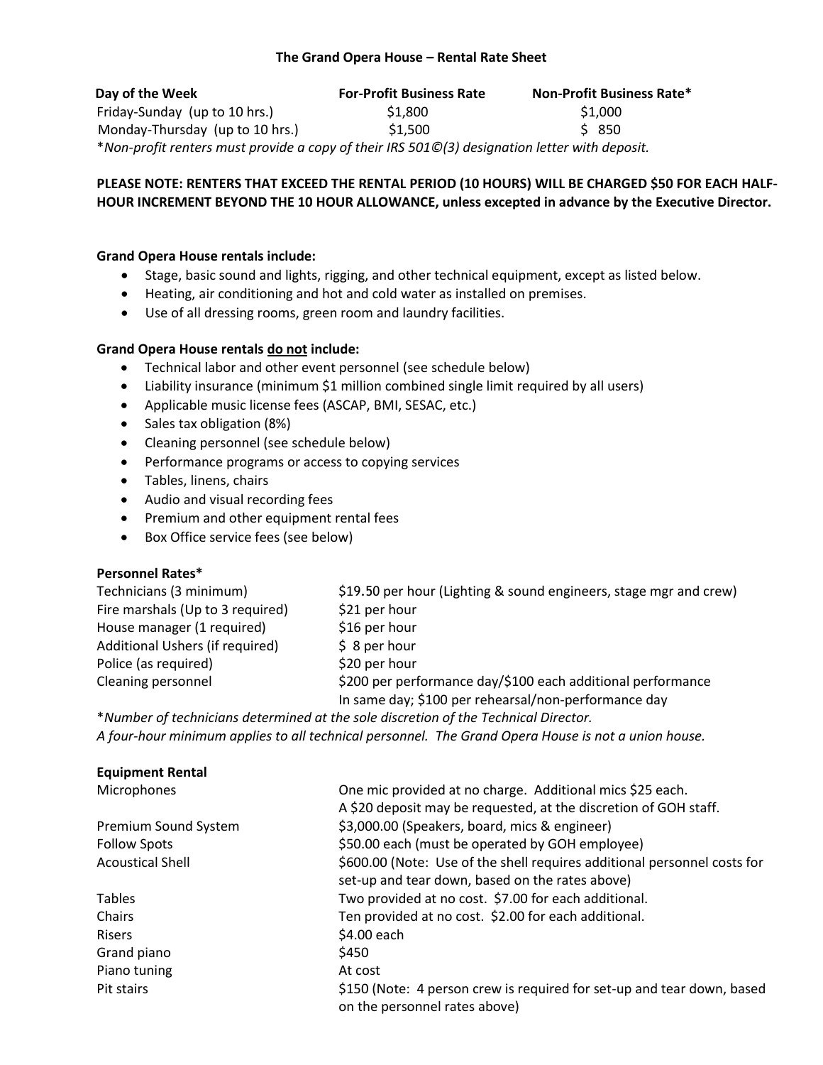# The Grand Opera House – Rental Rate Sheet

| Day of the Week | For-Profit Business Rate | Non-Profit Business Rate* |
|---|---|---|
| Friday-Sunday (up to 10 hrs.) | $1,800 | $1,000 |
| Monday-Thursday (up to 10 hrs.) | $1,500 | $ 850 |

*\*Non-profit renters must provide a copy of their IRS 501©(3) designation letter with deposit.*

**PLEASE NOTE: RENTERS THAT EXCEED THE RENTAL PERIOD (10 HOURS) WILL BE CHARGED $50 FOR EACH HALF-HOUR INCREMENT BEYOND THE 10 HOUR ALLOWANCE, unless excepted in advance by the Executive Director.**

**Grand Opera House rentals include:**

- Stage, basic sound and lights, rigging, and other technical equipment, except as listed below.
- Heating, air conditioning and hot and cold water as installed on premises.
- Use of all dressing rooms, green room and laundry facilities.

**Grand Opera House rentals <u>do not</u> include:**

- Technical labor and other event personnel (see schedule below)
- Liability insurance (minimum $1 million combined single limit required by all users)
- Applicable music license fees (ASCAP, BMI, SESAC, etc.)
- Sales tax obligation (8%)
- Cleaning personnel (see schedule below)
- Performance programs or access to copying services
- Tables, linens, chairs
- Audio and visual recording fees
- Premium and other equipment rental fees
- Box Office service fees (see below)

**Personnel Rates***

| | |
|---|---|
| Technicians (3 minimum) | $19.50 per hour (Lighting & sound engineers, stage mgr and crew) |
| Fire marshals (Up to 3 required) | $21 per hour |
| House manager (1 required) | $16 per hour |
| Additional Ushers (if required) | $ 8 per hour |
| Police (as required) | $20 per hour |
| Cleaning personnel | $200 per performance day/$100 each additional performance In same day; $100 per rehearsal/non-performance day |

*\*Number of technicians determined at the sole discretion of the Technical Director.*
*A four-hour minimum applies to all technical personnel. The Grand Opera House is not a union house.*

**Equipment Rental**

| | |
|---|---|
| Microphones | One mic provided at no charge. Additional mics $25 each. A $20 deposit may be requested, at the discretion of GOH staff. |
| Premium Sound System | $3,000.00 (Speakers, board, mics & engineer) |
| Follow Spots | $50.00 each (must be operated by GOH employee) |
| Acoustical Shell | $600.00 (Note: Use of the shell requires additional personnel costs for set-up and tear down, based on the rates above) |
| Tables | Two provided at no cost. $7.00 for each additional. |
| Chairs | Ten provided at no cost. $2.00 for each additional. |
| Risers | $4.00 each |
| Grand piano | $450 |
| Piano tuning | At cost |
| Pit stairs | $150 (Note: 4 person crew is required for set-up and tear down, based on the personnel rates above) |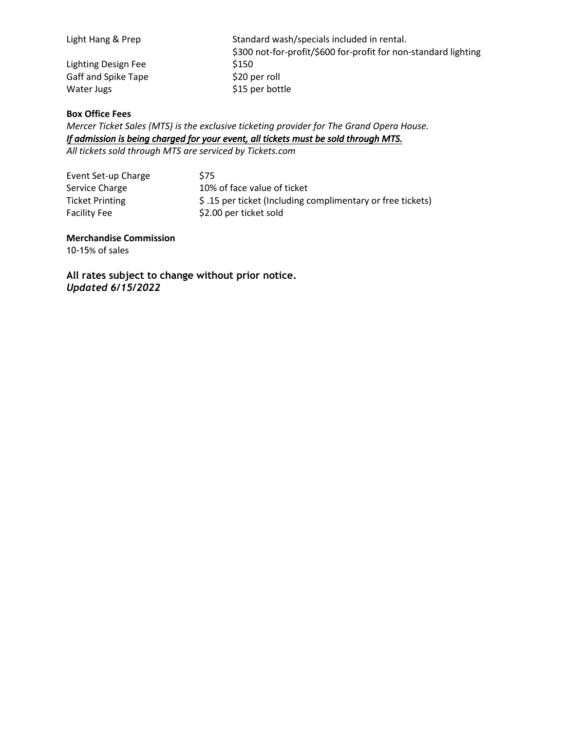| | |
|---|---|
| Light Hang & Prep | Standard wash/specials included in rental.<br>$300 not-for-profit/$600 for-profit for non-standard lighting |
| Lighting Design Fee | $150 |
| Gaff and Spike Tape | $20 per roll |
| Water Jugs | $15 per bottle |

**Box Office Fees**

*Mercer Ticket Sales (MTS) is the exclusive ticketing provider for The Grand Opera House.*
***If admission is being charged for your event, all tickets must be sold through MTS.***
*All tickets sold through MTS are serviced by Tickets.com*

| | |
|---|---|
| Event Set-up Charge | $75 |
| Service Charge | 10% of face value of ticket |
| Ticket Printing | $ .15 per ticket (Including complimentary or free tickets) |
| Facility Fee | $2.00 per ticket sold |

**Merchandise Commission**

10-15% of sales

**All rates subject to change without prior notice.**
***Updated 6/15/2022***